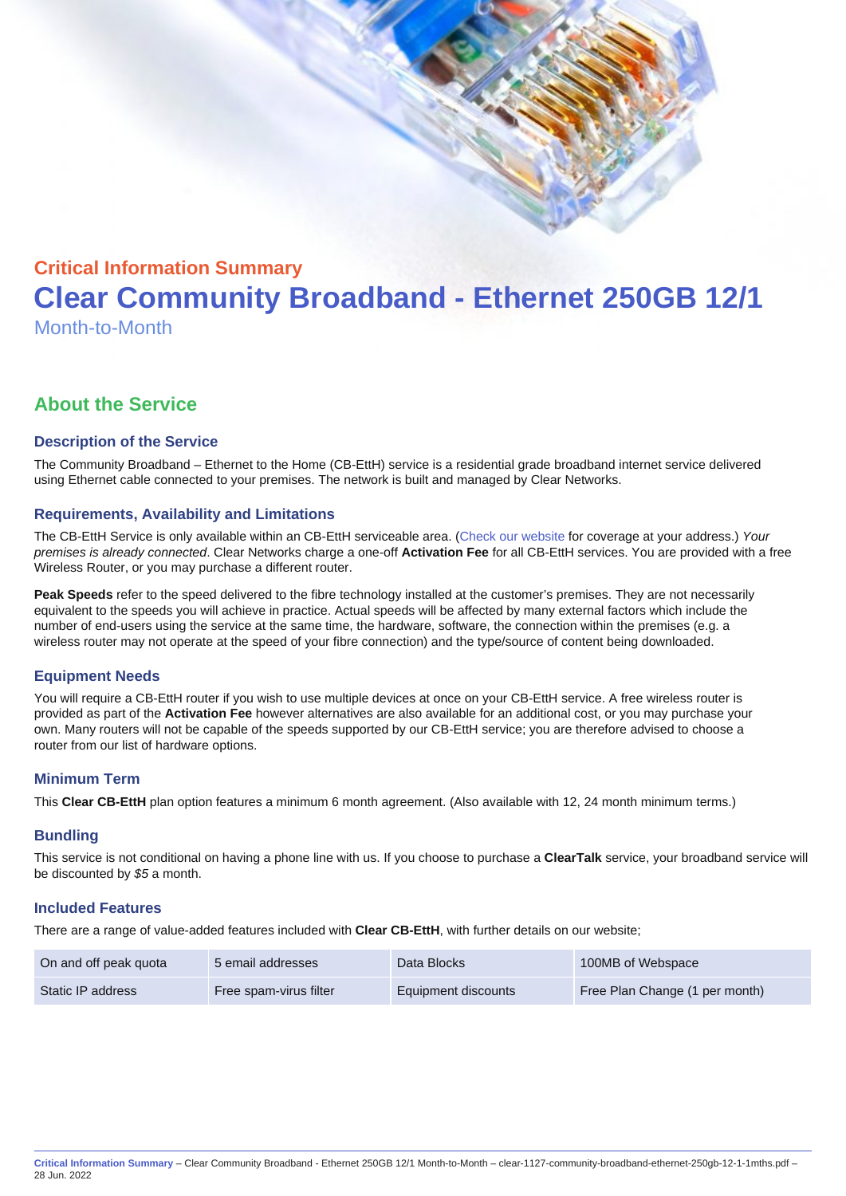## Critical Information Summary

# Clear Community Broadband - Ethernet 250GB 12/1

Month-to-Month

## About the Service

### Description of the Service

The Community Broadband – Ethernet to the Home (CB-EttH) service is a residential grade broadband internet service delivered using Ethernet cable connected to your premises. The network is built and managed by Clear Networks.

### Requirements, Availability and Limitations

The CB-EttH Service is only available within an CB-EttH serviceable area. (Check our website for coverage at your address.) *Your premises is already connected*. Clear Networks charge a one-off **Activation Fee** for all CB-EttH services. You are provided with a free Wireless Router, or you may purchase a different router.

**Peak Speeds** refer to the speed delivered to the fibre technology installed at the customer's premises. They are not necessarily equivalent to the speeds you will achieve in practice. Actual speeds will be affected by many external factors which include the number of end-users using the service at the same time, the hardware, software, the connection within the premises (e.g. a wireless router may not operate at the speed of your fibre connection) and the type/source of content being downloaded.

### Equipment Needs

You will require a CB-EttH router if you wish to use multiple devices at once on your CB-EttH service. A free wireless router is provided as part of the **Activation Fee** however alternatives are also available for an additional cost, or you may purchase your own. Many routers will not be capable of the speeds supported by our CB-EttH service; you are therefore advised to choose a router from our list of hardware options.

### Minimum Term

This **Clear CB-EttH** plan option features a minimum 6 month agreement. (Also available with 12, 24 month minimum terms.)

### Bundling

This service is not conditional on having a phone line with us. If you choose to purchase a **ClearTalk** service, your broadband service will be discounted by *$5* a month.

### Included Features

There are a range of value-added features included with **Clear CB-EttH**, with further details on our website;

| | | | |
|---|---|---|---|
| On and off peak quota | 5 email addresses | Data Blocks | 100MB of Webspace |
| Static IP address | Free spam-virus filter | Equipment discounts | Free Plan Change (1 per month) |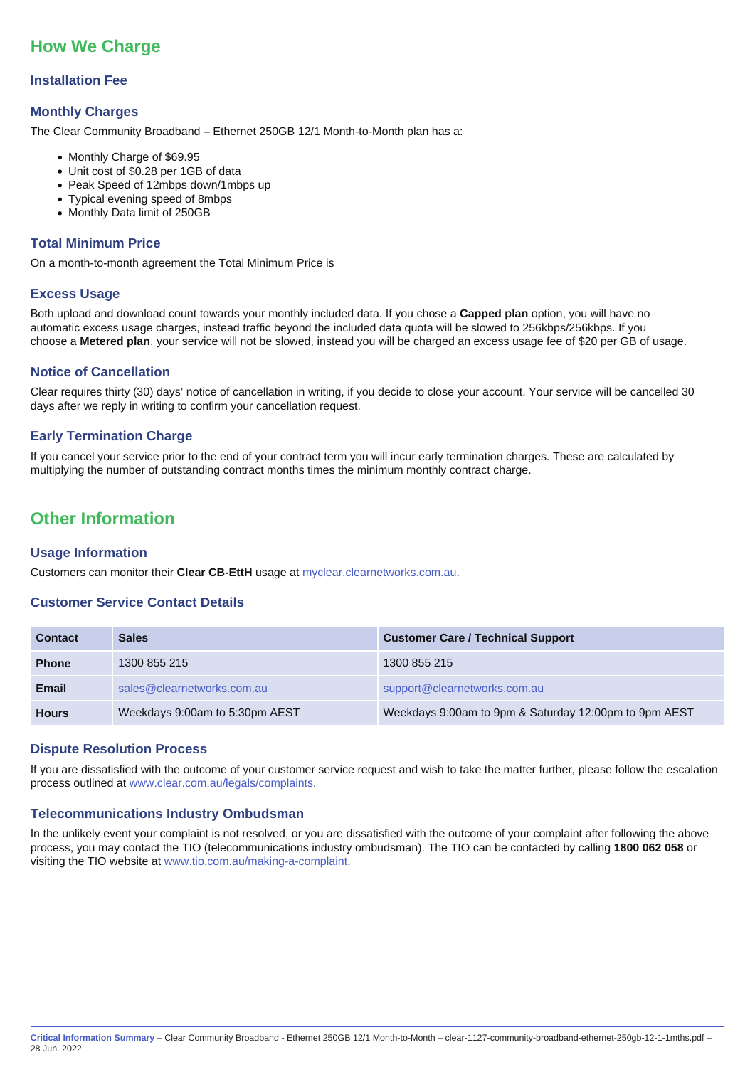## How We Charge

### Installation Fee

### Monthly Charges

The Clear Community Broadband – Ethernet 250GB 12/1 Month-to-Month plan has a:

- Monthly Charge of $69.95
- Unit cost of $0.28 per 1GB of data
- Peak Speed of 12mbps down/1mbps up
- Typical evening speed of 8mbps
- Monthly Data limit of 250GB

### Total Minimum Price

On a month-to-month agreement the Total Minimum Price is

### Excess Usage

Both upload and download count towards your monthly included data. If you chose a **Capped plan** option, you will have no automatic excess usage charges, instead traffic beyond the included data quota will be slowed to 256kbps/256kbps. If you choose a **Metered plan**, your service will not be slowed, instead you will be charged an excess usage fee of $20 per GB of usage.

### Notice of Cancellation

Clear requires thirty (30) days' notice of cancellation in writing, if you decide to close your account. Your service will be cancelled 30 days after we reply in writing to confirm your cancellation request.

### Early Termination Charge

If you cancel your service prior to the end of your contract term you will incur early termination charges. These are calculated by multiplying the number of outstanding contract months times the minimum monthly contract charge.

## Other Information

### Usage Information

Customers can monitor their **Clear CB-EttH** usage at myclear.clearnetworks.com.au.

### Customer Service Contact Details

| Contact | Sales | Customer Care / Technical Support |
|---|---|---|
| **Phone** | 1300 855 215 | 1300 855 215 |
| **Email** | sales@clearnetworks.com.au | support@clearnetworks.com.au |
| **Hours** | Weekdays 9:00am to 5:30pm AEST | Weekdays 9:00am to 9pm & Saturday 12:00pm to 9pm AEST |

### Dispute Resolution Process

If you are dissatisfied with the outcome of your customer service request and wish to take the matter further, please follow the escalation process outlined at www.clear.com.au/legals/complaints.

### Telecommunications Industry Ombudsman

In the unlikely event your complaint is not resolved, or you are dissatisfied with the outcome of your complaint after following the above process, you may contact the TIO (telecommunications industry ombudsman). The TIO can be contacted by calling **1800 062 058** or visiting the TIO website at www.tio.com.au/making-a-complaint.